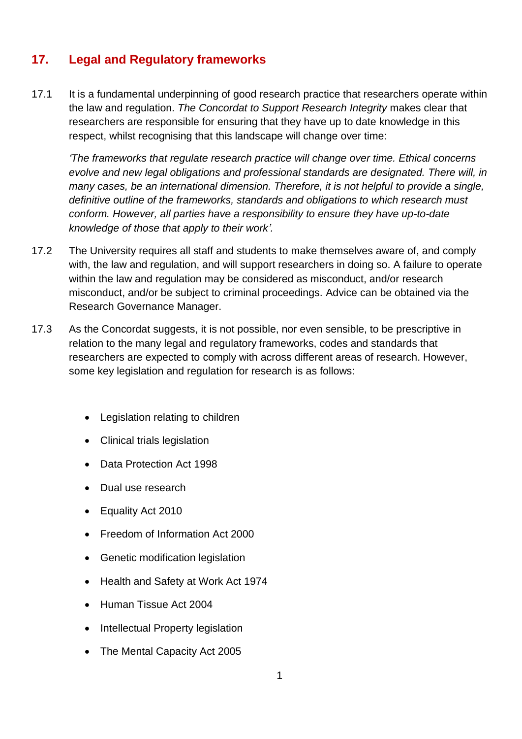## 17. Legal and Regulatory frameworks

17.1 It is a fundamental underpinning of good research practice that researchers operate within the law and regulation. *The Concordat to Support Research Integrity* makes clear that researchers are responsible for ensuring that they have up to date knowledge in this respect, whilst recognising that this landscape will change over time:

> *'The frameworks that regulate research practice will change over time. Ethical concerns evolve and new legal obligations and professional standards are designated. There will, in many cases, be an international dimension. Therefore, it is not helpful to provide a single, definitive outline of the frameworks, standards and obligations to which research must conform. However, all parties have a responsibility to ensure they have up-to-date knowledge of those that apply to their work'.*

17.2 The University requires all staff and students to make themselves aware of, and comply with, the law and regulation, and will support researchers in doing so. A failure to operate within the law and regulation may be considered as misconduct, and/or research misconduct, and/or be subject to criminal proceedings. Advice can be obtained via the Research Governance Manager.

17.3 As the Concordat suggests, it is not possible, nor even sensible, to be prescriptive in relation to the many legal and regulatory frameworks, codes and standards that researchers are expected to comply with across different areas of research. However, some key legislation and regulation for research is as follows:

- Legislation relating to children
- Clinical trials legislation
- Data Protection Act 1998
- Dual use research
- Equality Act 2010
- Freedom of Information Act 2000
- Genetic modification legislation
- Health and Safety at Work Act 1974
- Human Tissue Act 2004
- Intellectual Property legislation
- The Mental Capacity Act 2005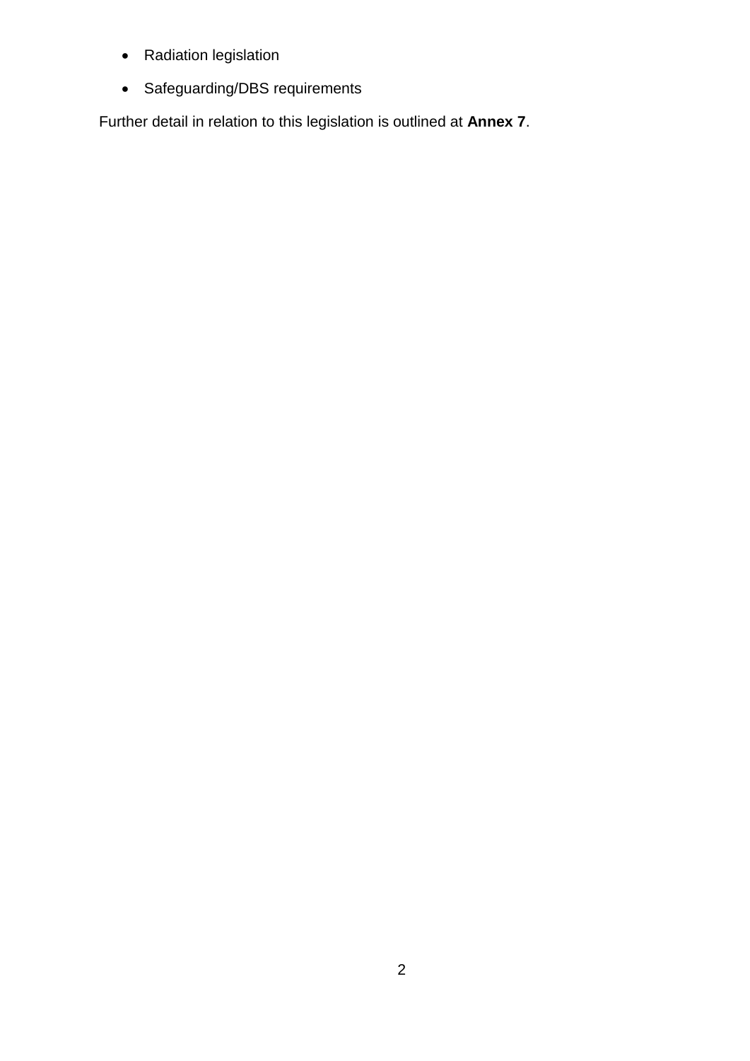- Radiation legislation
- Safeguarding/DBS requirements

Further detail in relation to this legislation is outlined at **Annex 7**.